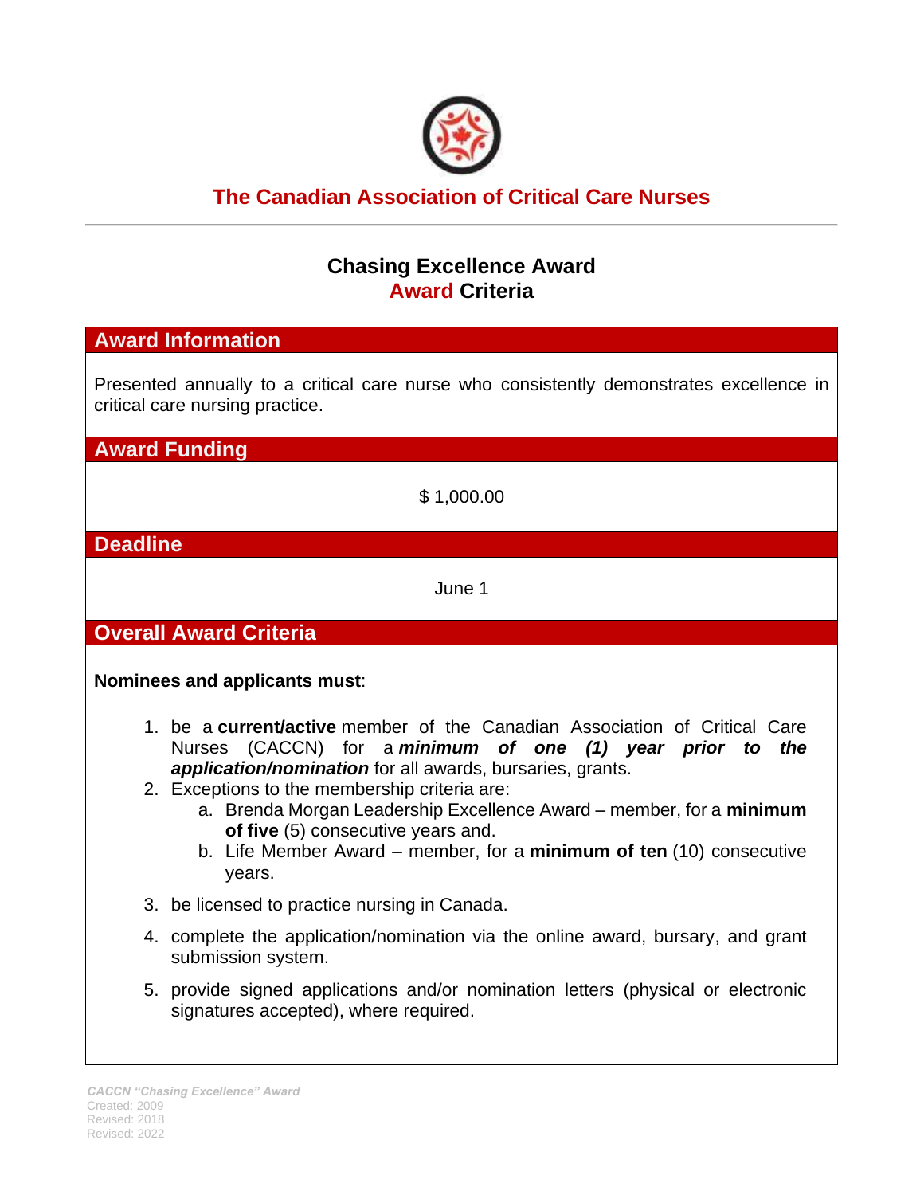# The Canadian Association of Critical Care Nurses

## Chasing Excellence Award
## Award Criteria

### Award Information

Presented annually to a critical care nurse who consistently demonstrates excellence in critical care nursing practice.

### Award Funding

$ 1,000.00

### Deadline

June 1

### Overall Award Criteria

**Nominees and applicants must**:

1. be a **current/active** member of the Canadian Association of Critical Care Nurses (CACCN) for a ***minimum of one (1) year prior to the application/nomination*** for all awards, bursaries, grants.
2. Exceptions to the membership criteria are:
   a. Brenda Morgan Leadership Excellence Award – member, for a **minimum of five** (5) consecutive years and.
   b. Life Member Award – member, for a **minimum of ten** (10) consecutive years.
3. be licensed to practice nursing in Canada.
4. complete the application/nomination via the online award, bursary, and grant submission system.
5. provide signed applications and/or nomination letters (physical or electronic signatures accepted), where required.

*CACCN "Chasing Excellence" Award*
Created: 2009
Revised: 2018
Revised: 2022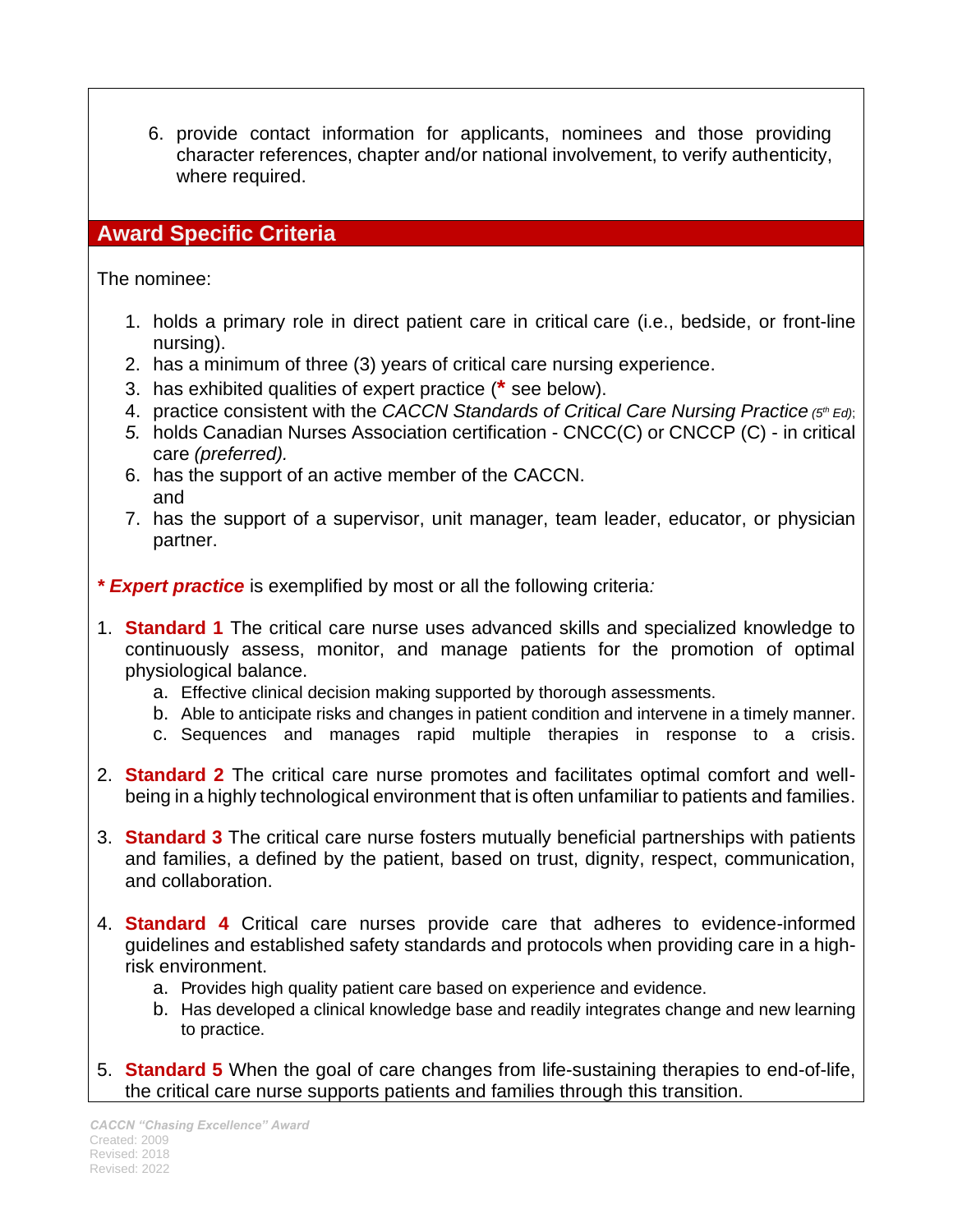6. provide contact information for applicants, nominees and those providing character references, chapter and/or national involvement, to verify authenticity, where required.

## Award Specific Criteria

The nominee:

1. holds a primary role in direct patient care in critical care (i.e., bedside, or front-line nursing).
2. has a minimum of three (3) years of critical care nursing experience.
3. has exhibited qualities of expert practice (**\*** see below).
4. practice consistent with the *CACCN Standards of Critical Care Nursing Practice (5th Ed)*;
5. holds Canadian Nurses Association certification - CNCC(C) or CNCCP (C) - in critical care *(preferred).*
6. has the support of an active member of the CACCN.
   and
7. has the support of a supervisor, unit manager, team leader, educator, or physician partner.

***\* Expert practice*** is exemplified by most or all the following criteria*:*

1. **Standard 1** The critical care nurse uses advanced skills and specialized knowledge to continuously assess, monitor, and manage patients for the promotion of optimal physiological balance.
   a. Effective clinical decision making supported by thorough assessments.
   b. Able to anticipate risks and changes in patient condition and intervene in a timely manner.
   c. Sequences and manages rapid multiple therapies in response to a crisis.

2. **Standard 2** The critical care nurse promotes and facilitates optimal comfort and well-being in a highly technological environment that is often unfamiliar to patients and families.

3. **Standard 3** The critical care nurse fosters mutually beneficial partnerships with patients and families, a defined by the patient, based on trust, dignity, respect, communication, and collaboration.

4. **Standard 4** Critical care nurses provide care that adheres to evidence-informed guidelines and established safety standards and protocols when providing care in a high-risk environment.
   a. Provides high quality patient care based on experience and evidence.
   b. Has developed a clinical knowledge base and readily integrates change and new learning to practice.

5. **Standard 5** When the goal of care changes from life-sustaining therapies to end-of-life, the critical care nurse supports patients and families through this transition.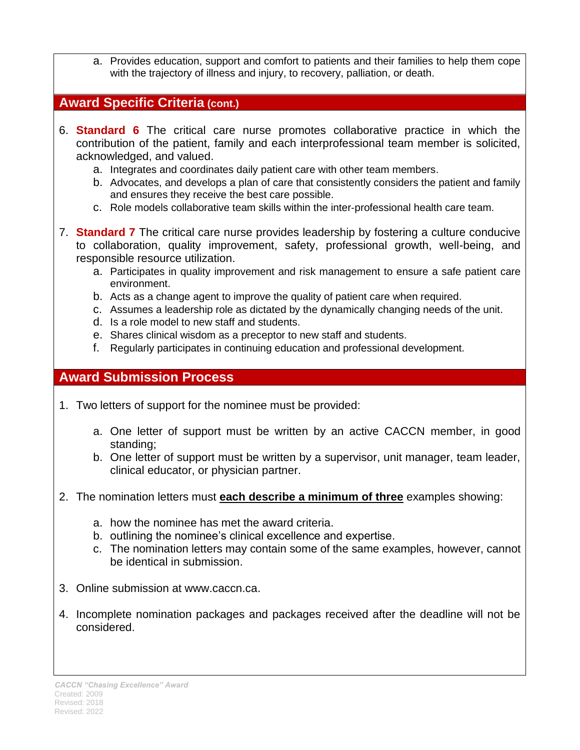a. Provides education, support and comfort to patients and their families to help them cope with the trajectory of illness and injury, to recovery, palliation, or death.

## Award Specific Criteria (cont.)

6. **Standard 6** The critical care nurse promotes collaborative practice in which the contribution of the patient, family and each interprofessional team member is solicited, acknowledged, and valued.
   a. Integrates and coordinates daily patient care with other team members.
   b. Advocates, and develops a plan of care that consistently considers the patient and family and ensures they receive the best care possible.
   c. Role models collaborative team skills within the inter-professional health care team.

7. **Standard 7** The critical care nurse provides leadership by fostering a culture conducive to collaboration, quality improvement, safety, professional growth, well-being, and responsible resource utilization.
   a. Participates in quality improvement and risk management to ensure a safe patient care environment.
   b. Acts as a change agent to improve the quality of patient care when required.
   c. Assumes a leadership role as dictated by the dynamically changing needs of the unit.
   d. Is a role model to new staff and students.
   e. Shares clinical wisdom as a preceptor to new staff and students.
   f. Regularly participates in continuing education and professional development.

## Award Submission Process

1. Two letters of support for the nominee must be provided:

   a. One letter of support must be written by an active CACCN member, in good standing;
   b. One letter of support must be written by a supervisor, unit manager, team leader, clinical educator, or physician partner.

2. The nomination letters must **each describe a minimum of three** examples showing:

   a. how the nominee has met the award criteria.
   b. outlining the nominee's clinical excellence and expertise.
   c. The nomination letters may contain some of the same examples, however, cannot be identical in submission.

3. Online submission at www.caccn.ca.

4. Incomplete nomination packages and packages received after the deadline will not be considered.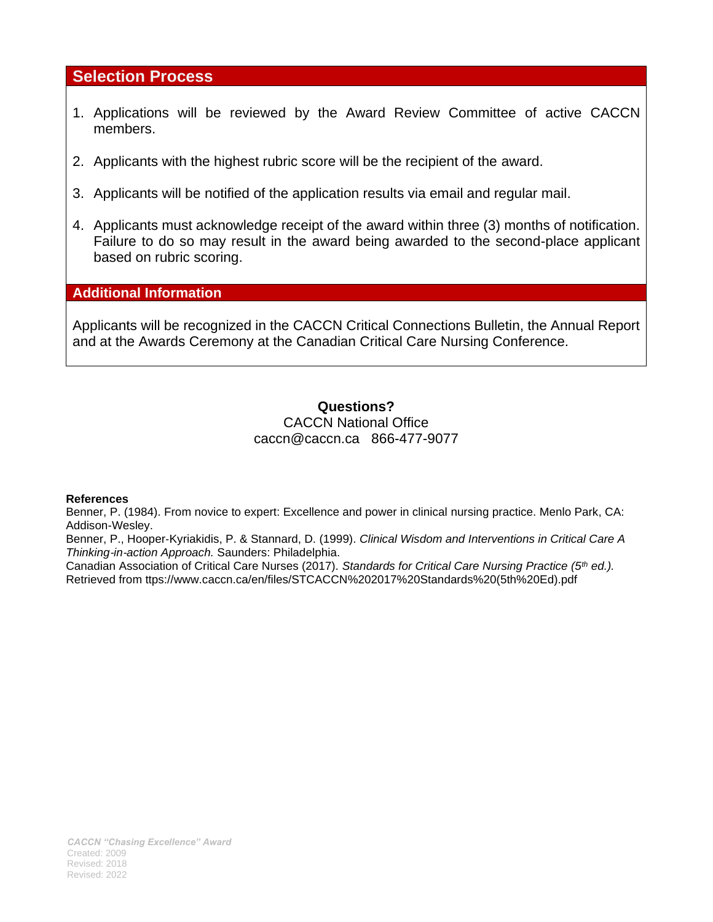## Selection Process

1. Applications will be reviewed by the Award Review Committee of active CACCN members.

2. Applicants with the highest rubric score will be the recipient of the award.

3. Applicants will be notified of the application results via email and regular mail.

4. Applicants must acknowledge receipt of the award within three (3) months of notification. Failure to do so may result in the award being awarded to the second-place applicant based on rubric scoring.

## Additional Information

Applicants will be recognized in the CACCN Critical Connections Bulletin, the Annual Report and at the Awards Ceremony at the Canadian Critical Care Nursing Conference.

**Questions?**
CACCN National Office
caccn@caccn.ca 866-477-9077

**References**

Benner, P. (1984). From novice to expert: Excellence and power in clinical nursing practice. Menlo Park, CA: Addison-Wesley.

Benner, P., Hooper-Kyriakidis, P. & Stannard, D. (1999). *Clinical Wisdom and Interventions in Critical Care A Thinking-in-action Approach.* Saunders: Philadelphia.

Canadian Association of Critical Care Nurses (2017). *Standards for Critical Care Nursing Practice (5th ed.).* Retrieved from ttps://www.caccn.ca/en/files/STCACCN%202017%20Standards%20(5th%20Ed).pdf

*CACCN "Chasing Excellence" Award*
Created: 2009
Revised: 2018
Revised: 2022